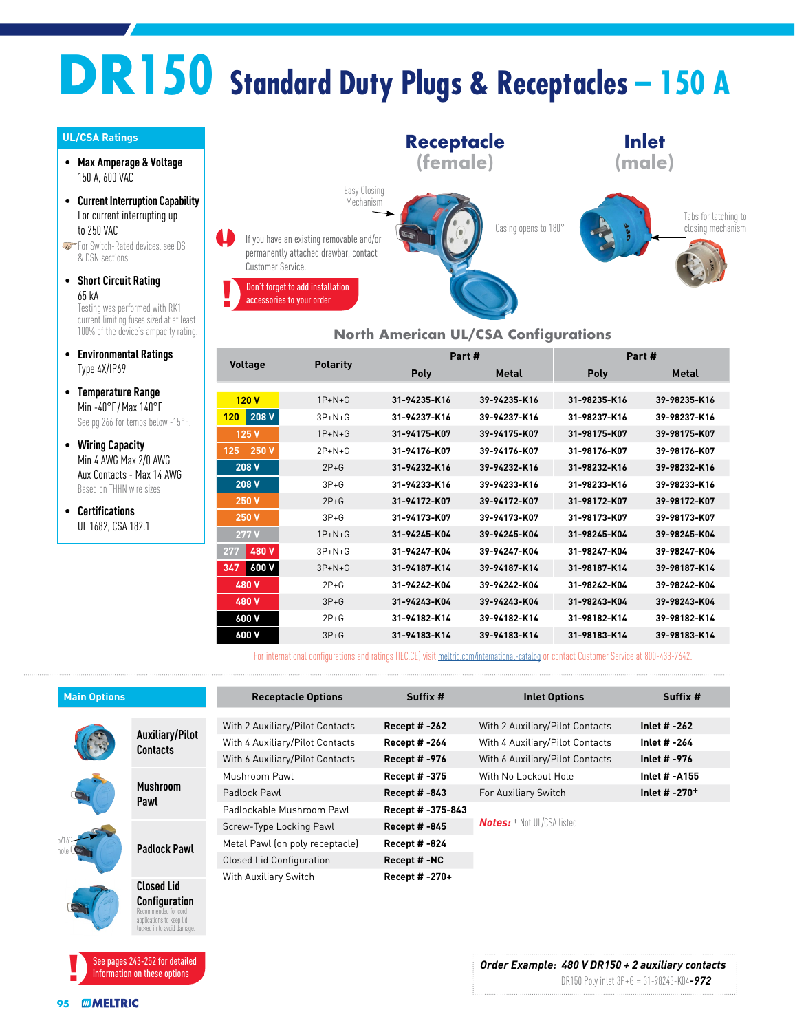# DR150 Standard Duty Plugs & Receptacles – 150 A

## UL/CSA Ratings

- **Max Amperage & Voltage**
  150 A, 600 VAC
- **Current Interruption Capability**
  For current interrupting up to 250 VAC
  For Switch-Rated devices, see DS & DSN sections.
- **Short Circuit Rating**
  65 kA
  Testing was performed with RK1 current limiting fuses sized at at least 100% of the device's ampacity rating.
- **Environmental Ratings**
  Type 4X/IP69
- **Temperature Range**
  Min -40°F / Max 140°F
  See pg 266 for temps below -15°F.
- **Wiring Capacity**
  Min 4 AWG Max 2/0 AWG
  Aux Contacts - Max 14 AWG
  Based on THHN wire sizes
- **Certifications**
  UL 1682, CSA 182.1

**Receptacle (female)**

Easy Closing Mechanism

Casing opens to 180°

**Inlet (male)**

Tabs for latching to closing mechanism

If you have an existing removable and/or permanently attached drawbar, contact Customer Service.

Don't forget to add installation accessories to your order

## North American UL/CSA Configurations

| Voltage | Polarity | Part # Poly | Part # Metal | Part # Poly | Part # Metal |
|---|---|---|---|---|---|
| 120 V | 1P+N+G | 31-94235-K16 | 39-94235-K16 | 31-98235-K16 | 39-98235-K16 |
| 120 / 208 V | 3P+N+G | 31-94237-K16 | 39-94237-K16 | 31-98237-K16 | 39-98237-K16 |
| 125 V | 1P+N+G | 31-94175-K07 | 39-94175-K07 | 31-98175-K07 | 39-98175-K07 |
| 125 / 250 V | 2P+N+G | 31-94176-K07 | 39-94176-K07 | 31-98176-K07 | 39-98176-K07 |
| 208 V | 2P+G | 31-94232-K16 | 39-94232-K16 | 31-98232-K16 | 39-98232-K16 |
| 208 V | 3P+G | 31-94233-K16 | 39-94233-K16 | 31-98233-K16 | 39-98233-K16 |
| 250 V | 2P+G | 31-94172-K07 | 39-94172-K07 | 31-98172-K07 | 39-98172-K07 |
| 250 V | 3P+G | 31-94173-K07 | 39-94173-K07 | 31-98173-K07 | 39-98173-K07 |
| 277 V | 1P+N+G | 31-94245-K04 | 39-94245-K04 | 31-98245-K04 | 39-98245-K04 |
| 277 / 480 V | 3P+N+G | 31-94247-K04 | 39-94247-K04 | 31-98247-K04 | 39-98247-K04 |
| 347 / 600 V | 3P+N+G | 31-94187-K14 | 39-94187-K14 | 31-98187-K14 | 39-98187-K14 |
| 480 V | 2P+G | 31-94242-K04 | 39-94242-K04 | 31-98242-K04 | 39-98242-K04 |
| 480 V | 3P+G | 31-94243-K04 | 39-94243-K04 | 31-98243-K04 | 39-98243-K04 |
| 600 V | 2P+G | 31-94182-K14 | 39-94182-K14 | 31-98182-K14 | 39-98182-K14 |
| 600 V | 3P+G | 31-94183-K14 | 39-94183-K14 | 31-98183-K14 | 39-98183-K14 |

For international configurations and ratings (IEC,CE) visit meltric.com/international-catalog or contact Customer Service at 800-433-7642.

## Main Options

- **Auxiliary/Pilot Contacts**
- **Mushroom Pawl**
- **Padlock Pawl** (5/16" hole)
- **Closed Lid Configuration**
  Recommended for cord applications to keep lid tucked in to avoid damage.

| Receptacle Options | Suffix # | Inlet Options | Suffix # |
|---|---|---|---|
| With 2 Auxiliary/Pilot Contacts | Recept # -262 | With 2 Auxiliary/Pilot Contacts | Inlet # -262 |
| With 4 Auxiliary/Pilot Contacts | Recept # -264 | With 4 Auxiliary/Pilot Contacts | Inlet # -264 |
| With 6 Auxiliary/Pilot Contacts | Recept # -976 | With 6 Auxiliary/Pilot Contacts | Inlet # -976 |
| Mushroom Pawl | Recept # -375 | With No Lockout Hole | Inlet # -A155 |
| Padlock Pawl | Recept # -843 | For Auxiliary Switch | Inlet # -270+ |
| Padlockable Mushroom Pawl | Recept # -375-843 | | |
| Screw-Type Locking Pawl | Recept # -845 | | |
| Metal Pawl (on poly receptacle) | Recept # -824 | | |
| Closed Lid Configuration | Recept # -NC | | |
| With Auxiliary Switch | Recept # -270+ | | |

***Notes:*** + Not UL/CSA listed.

See pages 243-252 for detailed information on these options

***Order Example: 480 V DR150 + 2 auxiliary contacts***
DR150 Poly inlet 3P+G = 31-98243-K04-***972***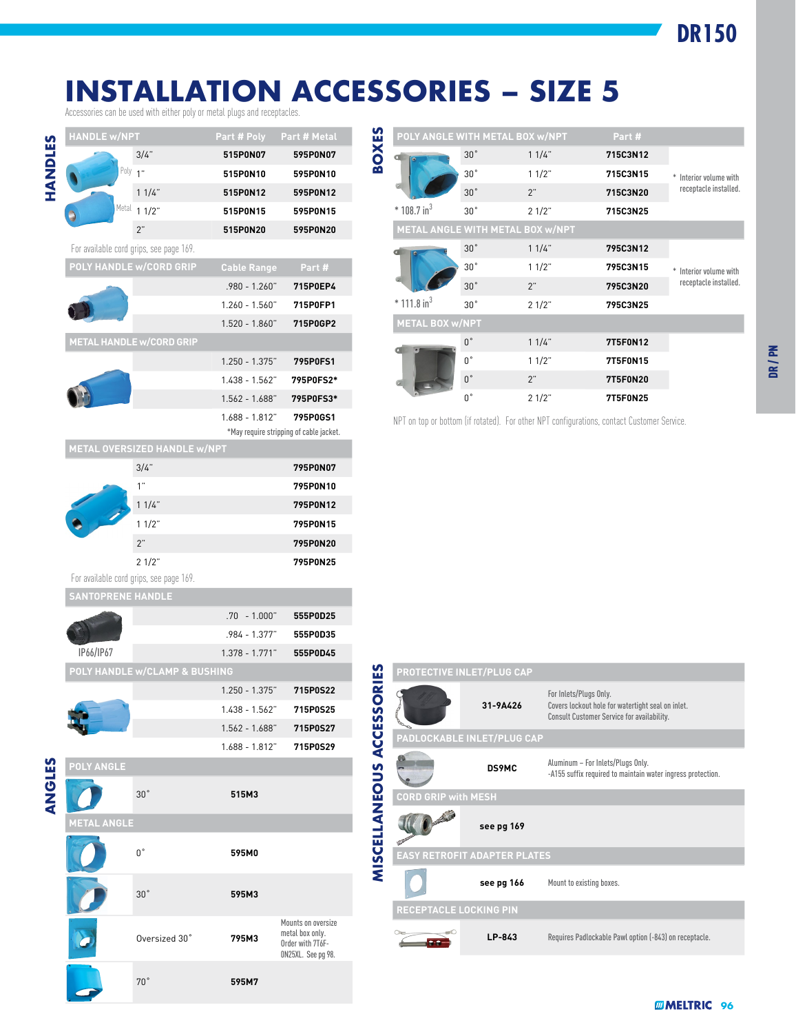# INSTALLATION ACCESSORIES – SIZE 5

Accessories can be used with either poly or metal plugs and receptacles.

## HANDLES

| HANDLE w/NPT | | Part # Poly | Part # Metal |
|---|---|---|---|
| Poly | 3/4" | 515P0N07 | 595P0N07 |
| | 1" | 515P0N10 | 595P0N10 |
| | 1 1/4" | 515P0N12 | 595P0N12 |
| Metal | 1 1/2" | 515P0N15 | 595P0N15 |
| | 2" | 515P0N20 | 595P0N20 |

For available cord grips, see page 169.

| POLY HANDLE w/CORD GRIP | Cable Range | Part # |
|---|---|---|
| | .980 - 1.260" | 715P0EP4 |
| | 1.260 - 1.560" | 715P0FP1 |
| | 1.520 - 1.860" | 715P0GP2 |

| METAL HANDLE w/CORD GRIP | Cable Range | Part # |
|---|---|---|
| | 1.250 - 1.375" | 795P0FS1 |
| | 1.438 - 1.562" | 795P0FS2* |
| | 1.562 - 1.688" | 795P0FS3* |
| | 1.688 - 1.812" | 795P0GS1 |

*May require stripping of cable jacket.

| METAL OVERSIZED HANDLE w/NPT | | Part # |
|---|---|---|
| | 3/4" | 795P0N07 |
| | 1" | 795P0N10 |
| | 1 1/4" | 795P0N12 |
| | 1 1/2" | 795P0N15 |
| | 2" | 795P0N20 |
| | 2 1/2" | 795P0N25 |

For available cord grips, see page 169.

| SANTOPRENE HANDLE | Cable Range | Part # |
|---|---|---|
| | .70 - 1.000" | 555P0D25 |
| | .984 - 1.377" | 555P0D35 |
| IP66/IP67 | 1.378 - 1.771" | 555P0D45 |

| POLY HANDLE w/CLAMP & BUSHING | Cable Range | Part # |
|---|---|---|
| | 1.250 - 1.375" | 715P0S22 |
| | 1.438 - 1.562" | 715P0S25 |
| | 1.562 - 1.688" | 715P0S27 |
| | 1.688 - 1.812" | 715P0S29 |

## ANGLES

| POLY ANGLE | | |
|---|---|---|
| 30˚ | 515M3 | |
| **METAL ANGLE** | | |
| 0˚ | 595M0 | |
| 30˚ | 595M3 | |
| Oversized 30˚ | 795M3 | Mounts on oversize metal box only. Order with 7T6F-0N25XL. See pg 98. |
| 70˚ | 595M7 | |

## BOXES

| POLY ANGLE WITH METAL BOX w/NPT | | Part # | |
|---|---|---|---|
| 30˚ | 1 1/4" | 715C3N12 | * Interior volume with receptacle installed. |
| 30˚ | 1 1/2" | 715C3N15 | |
| 30˚ | 2" | 715C3N20 | |
| 30˚ | 2 1/2" | 715C3N25 | * 108.7 in³ |

| METAL ANGLE WITH METAL BOX w/NPT | | Part # | |
|---|---|---|---|
| 30˚ | 1 1/4" | 795C3N12 | * Interior volume with receptacle installed. |
| 30˚ | 1 1/2" | 795C3N15 | |
| 30˚ | 2" | 795C3N20 | |
| 30˚ | 2 1/2" | 795C3N25 | * 111.8 in³ |

| METAL BOX w/NPT | | Part # |
|---|---|---|
| 0˚ | 1 1/4" | 7T5F0N12 |
| 0˚ | 1 1/2" | 7T5F0N15 |
| 0˚ | 2" | 7T5F0N20 |
| 0˚ | 2 1/2" | 7T5F0N25 |

NPT on top or bottom (if rotated). For other NPT configurations, contact Customer Service.

## MISCELLANEOUS ACCESSORIES

| | | |
|---|---|---|
| **PROTECTIVE INLET/PLUG CAP** | | |
| | 31-9A426 | For Inlets/Plugs Only. Covers lockout hole for watertight seal on inlet. Consult Customer Service for availability. |
| **PADLOCKABLE INLET/PLUG CAP** | | |
| | DS9MC | Aluminum – For Inlets/Plugs Only. -A155 suffix required to maintain water ingress protection. |
| **CORD GRIP with MESH** | | |
| | see pg 169 | |
| **EASY RETROFIT ADAPTER PLATES** | | |
| | see pg 166 | Mount to existing boxes. |
| **RECEPTACLE LOCKING PIN** | | |
| | LP-843 | Requires Padlockable Pawl option (-843) on receptacle. |